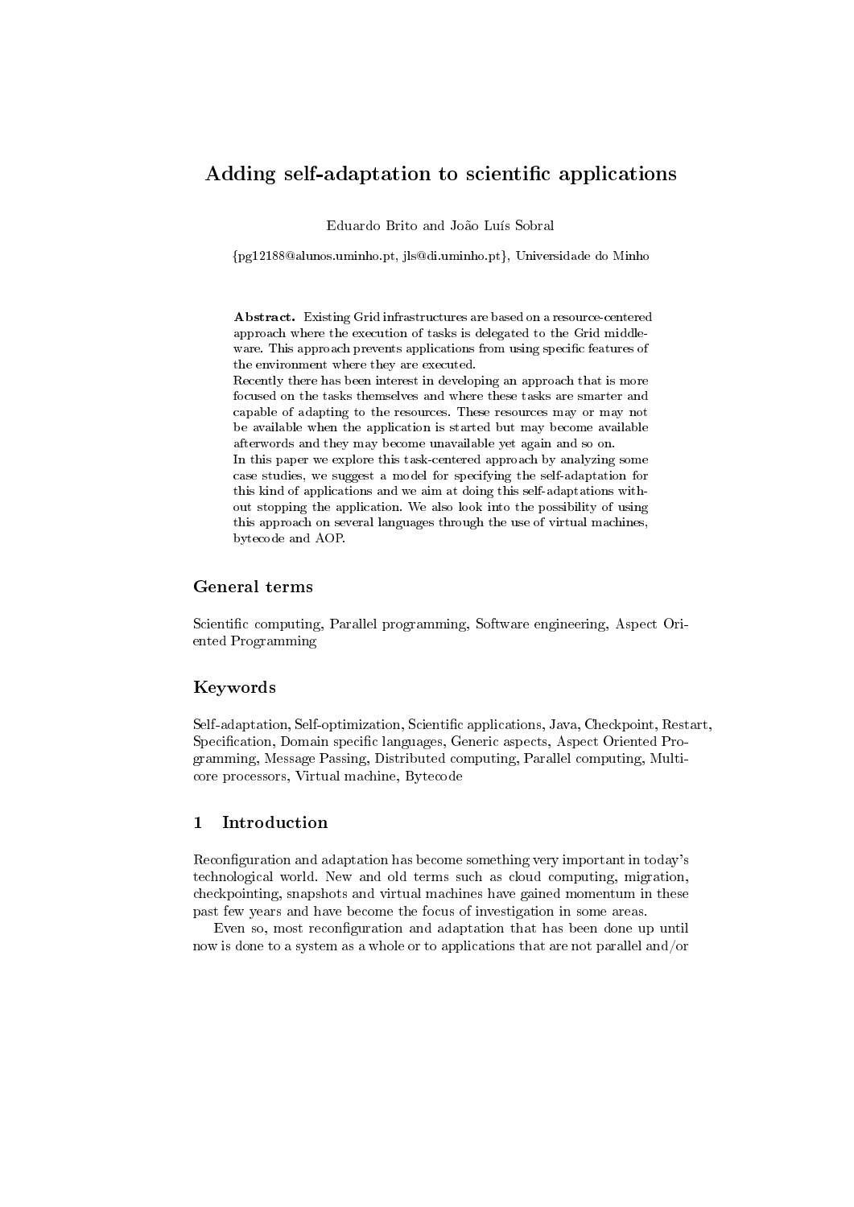# Adding self-adaptation to scientific applications

Eduardo Brito and João Luís Sobral

{pg12188@alunos.uminho.pt, jls@di.uminho.pt}, Universidade do Minho

**Abstract.** Existing Grid infrastructures are based on a resource-centered approach where the execution of tasks is delegated to the Grid middleware. This approach prevents applications from using specific features of the environment where they are executed.
Recently there has been interest in developing an approach that is more focused on the tasks themselves and where these tasks are smarter and capable of adapting to the resources. These resources may or may not be available when the application is started but may become available afterwords and they may become unavailable yet again and so on.
In this paper we explore this task-centered approach by analyzing some case studies, we suggest a model for specifying the self-adaptation for this kind of applications and we aim at doing this self-adaptations without stopping the application. We also look into the possibility of using this approach on several languages through the use of virtual machines, bytecode and AOP.

## General terms

Scientific computing, Parallel programming, Software engineering, Aspect Oriented Programming

## Keywords

Self-adaptation, Self-optimization, Scientific applications, Java, Checkpoint, Restart, Specification, Domain specific languages, Generic aspects, Aspect Oriented Programming, Message Passing, Distributed computing, Parallel computing, Multicore processors, Virtual machine, Bytecode

## 1 Introduction

Reconfiguration and adaptation has become something very important in today's technological world. New and old terms such as cloud computing, migration, checkpointing, snapshots and virtual machines have gained momentum in these past few years and have become the focus of investigation in some areas.

Even so, most reconfiguration and adaptation that has been done up until now is done to a system as a whole or to applications that are not parallel and/or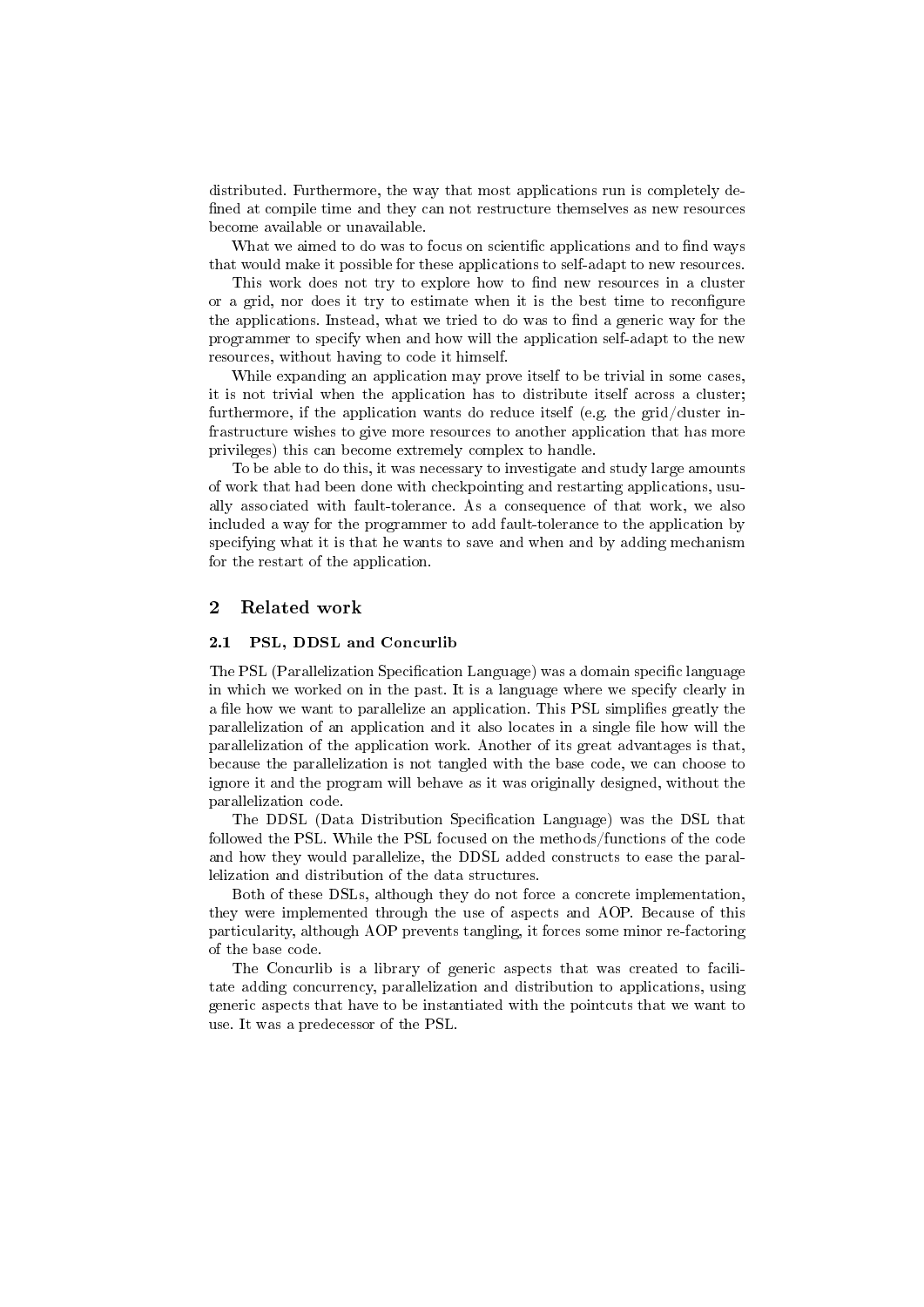distributed. Furthermore, the way that most applications run is completely defined at compile time and they can not restructure themselves as new resources become available or unavailable.

What we aimed to do was to focus on scientific applications and to find ways that would make it possible for these applications to self-adapt to new resources.

This work does not try to explore how to find new resources in a cluster or a grid, nor does it try to estimate when it is the best time to reconfigure the applications. Instead, what we tried to do was to find a generic way for the programmer to specify when and how will the application self-adapt to the new resources, without having to code it himself.

While expanding an application may prove itself to be trivial in some cases, it is not trivial when the application has to distribute itself across a cluster; furthermore, if the application wants do reduce itself (e.g. the grid/cluster infrastructure wishes to give more resources to another application that has more privileges) this can become extremely complex to handle.

To be able to do this, it was necessary to investigate and study large amounts of work that had been done with checkpointing and restarting applications, usually associated with fault-tolerance. As a consequence of that work, we also included a way for the programmer to add fault-tolerance to the application by specifying what it is that he wants to save and when and by adding mechanism for the restart of the application.

## 2 Related work

### 2.1 PSL, DDSL and Concurlib

The PSL (Parallelization Specification Language) was a domain specific language in which we worked on in the past. It is a language where we specify clearly in a file how we want to parallelize an application. This PSL simplifies greatly the parallelization of an application and it also locates in a single file how will the parallelization of the application work. Another of its great advantages is that, because the parallelization is not tangled with the base code, we can choose to ignore it and the program will behave as it was originally designed, without the parallelization code.

The DDSL (Data Distribution Specification Language) was the DSL that followed the PSL. While the PSL focused on the methods/functions of the code and how they would parallelize, the DDSL added constructs to ease the parallelization and distribution of the data structures.

Both of these DSLs, although they do not force a concrete implementation, they were implemented through the use of aspects and AOP. Because of this particularity, although AOP prevents tangling, it forces some minor re-factoring of the base code.

The Concurlib is a library of generic aspects that was created to facilitate adding concurrency, parallelization and distribution to applications, using generic aspects that have to be instantiated with the pointcuts that we want to use. It was a predecessor of the PSL.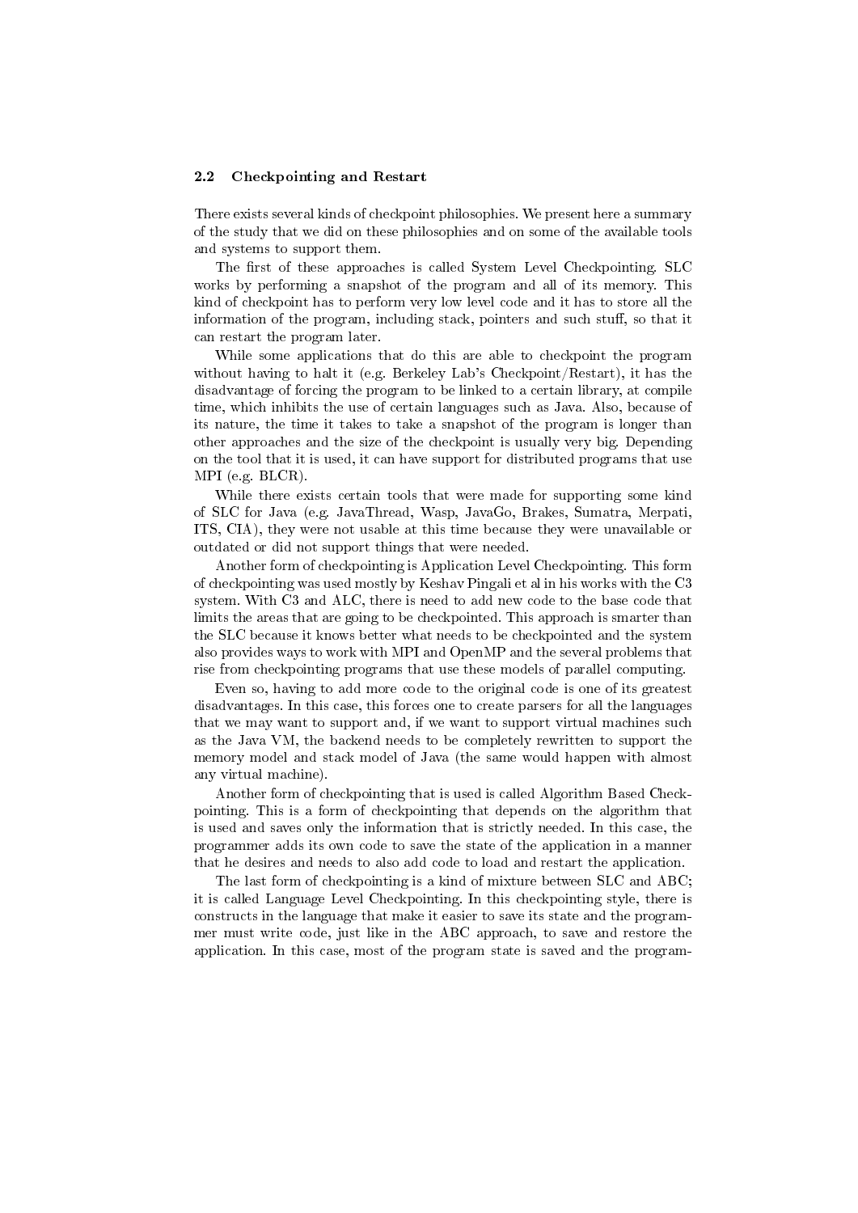### 2.2 Checkpointing and Restart

There exists several kinds of checkpoint philosophies. We present here a summary of the study that we did on these philosophies and on some of the available tools and systems to support them.

The first of these approaches is called System Level Checkpointing. SLC works by performing a snapshot of the program and all of its memory. This kind of checkpoint has to perform very low level code and it has to store all the information of the program, including stack, pointers and such stuff, so that it can restart the program later.

While some applications that do this are able to checkpoint the program without having to halt it (e.g. Berkeley Lab's Checkpoint/Restart), it has the disadvantage of forcing the program to be linked to a certain library, at compile time, which inhibits the use of certain languages such as Java. Also, because of its nature, the time it takes to take a snapshot of the program is longer than other approaches and the size of the checkpoint is usually very big. Depending on the tool that it is used, it can have support for distributed programs that use MPI (e.g. BLCR).

While there exists certain tools that were made for supporting some kind of SLC for Java (e.g. JavaThread, Wasp, JavaGo, Brakes, Sumatra, Merpati, ITS, CIA), they were not usable at this time because they were unavailable or outdated or did not support things that were needed.

Another form of checkpointing is Application Level Checkpointing. This form of checkpointing was used mostly by Keshav Pingali et al in his works with the C3 system. With C3 and ALC, there is need to add new code to the base code that limits the areas that are going to be checkpointed. This approach is smarter than the SLC because it knows better what needs to be checkpointed and the system also provides ways to work with MPI and OpenMP and the several problems that rise from checkpointing programs that use these models of parallel computing.

Even so, having to add more code to the original code is one of its greatest disadvantages. In this case, this forces one to create parsers for all the languages that we may want to support and, if we want to support virtual machines such as the Java VM, the backend needs to be completely rewritten to support the memory model and stack model of Java (the same would happen with almost any virtual machine).

Another form of checkpointing that is used is called Algorithm Based Checkpointing. This is a form of checkpointing that depends on the algorithm that is used and saves only the information that is strictly needed. In this case, the programmer adds its own code to save the state of the application in a manner that he desires and needs to also add code to load and restart the application.

The last form of checkpointing is a kind of mixture between SLC and ABC; it is called Language Level Checkpointing. In this checkpointing style, there is constructs in the language that make it easier to save its state and the programmer must write code, just like in the ABC approach, to save and restore the application. In this case, most of the program state is saved and the program-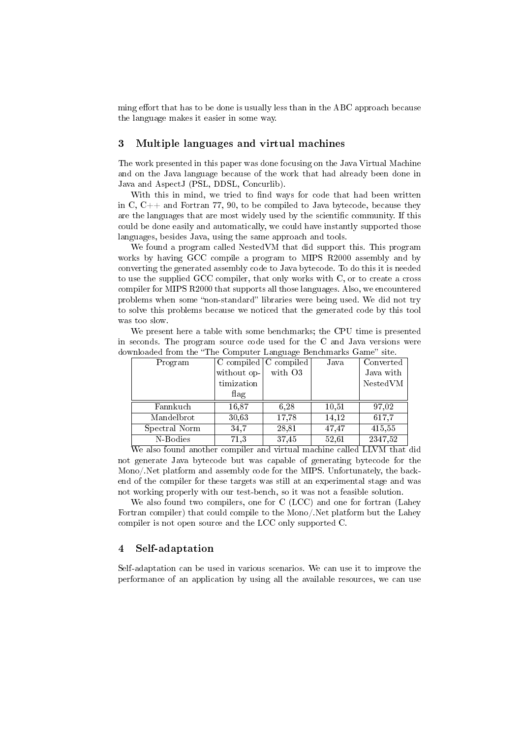ming effort that has to be done is usually less than in the ABC approach because the language makes it easier in some way.

## 3 Multiple languages and virtual machines

The work presented in this paper was done focusing on the Java Virtual Machine and on the Java language because of the work that had already been done in Java and AspectJ (PSL, DDSL, Concurlib).

With this in mind, we tried to find ways for code that had been written in C, C++ and Fortran 77, 90, to be compiled to Java bytecode, because they are the languages that are most widely used by the scientific community. If this could be done easily and automatically, we could have instantly supported those languages, besides Java, using the same approach and tools.

We found a program called NestedVM that did support this. This program works by having GCC compile a program to MIPS R2000 assembly and by converting the generated assembly code to Java bytecode. To do this it is needed to use the supplied GCC compiler, that only works with C, or to create a cross compiler for MIPS R2000 that supports all those languages. Also, we encountered problems when some "non-standard" libraries were being used. We did not try to solve this problems because we noticed that the generated code by this tool was too slow.

We present here a table with some benchmarks; the CPU time is presented in seconds. The program source code used for the C and Java versions were downloaded from the "The Computer Language Benchmarks Game" site.

| Program | C compiled without optimization flag | C compiled with O3 | Java | Converted Java with NestedVM |
|---|---|---|---|---|
| Fannkuch | 16,87 | 6,28 | 10,51 | 97,02 |
| Mandelbrot | 30,63 | 17,78 | 14,12 | 617,7 |
| Spectral Norm | 34,7 | 28,81 | 47,47 | 415,55 |
| N-Bodies | 71,3 | 37,45 | 52,61 | 2347,52 |

We also found another compiler and virtual machine called LLVM that did not generate Java bytecode but was capable of generating bytecode for the Mono/.Net platform and assembly code for the MIPS. Unfortunately, the back-end of the compiler for these targets was still at an experimental stage and was not working properly with our test-bench, so it was not a feasible solution.

We also found two compilers, one for C (LCC) and one for fortran (Lahey Fortran compiler) that could compile to the Mono/.Net platform but the Lahey compiler is not open source and the LCC only supported C.

## 4 Self-adaptation

Self-adaptation can be used in various scenarios. We can use it to improve the performance of an application by using all the available resources, we can use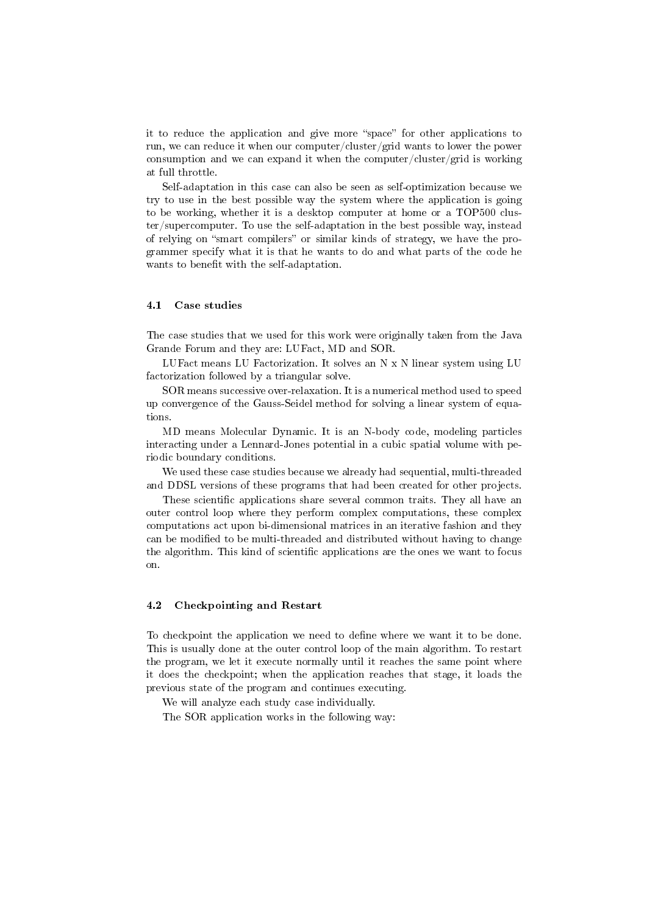it to reduce the application and give more "space" for other applications to run, we can reduce it when our computer/cluster/grid wants to lower the power consumption and we can expand it when the computer/cluster/grid is working at full throttle.

Self-adaptation in this case can also be seen as self-optimization because we try to use in the best possible way the system where the application is going to be working, whether it is a desktop computer at home or a TOP500 cluster/supercomputer. To use the self-adaptation in the best possible way, instead of relying on "smart compilers" or similar kinds of strategy, we have the programmer specify what it is that he wants to do and what parts of the code he wants to benefit with the self-adaptation.

### 4.1 Case studies

The case studies that we used for this work were originally taken from the Java Grande Forum and they are: LUFact, MD and SOR.

LUFact means LU Factorization. It solves an N x N linear system using LU factorization followed by a triangular solve.

SOR means successive over-relaxation. It is a numerical method used to speed up convergence of the Gauss-Seidel method for solving a linear system of equations.

MD means Molecular Dynamic. It is an N-body code, modeling particles interacting under a Lennard-Jones potential in a cubic spatial volume with periodic boundary conditions.

We used these case studies because we already had sequential, multi-threaded and DDSL versions of these programs that had been created for other projects.

These scientific applications share several common traits. They all have an outer control loop where they perform complex computations, these complex computations act upon bi-dimensional matrices in an iterative fashion and they can be modified to be multi-threaded and distributed without having to change the algorithm. This kind of scientific applications are the ones we want to focus on.

### 4.2 Checkpointing and Restart

To checkpoint the application we need to define where we want it to be done. This is usually done at the outer control loop of the main algorithm. To restart the program, we let it execute normally until it reaches the same point where it does the checkpoint; when the application reaches that stage, it loads the previous state of the program and continues executing.

We will analyze each study case individually.

The SOR application works in the following way: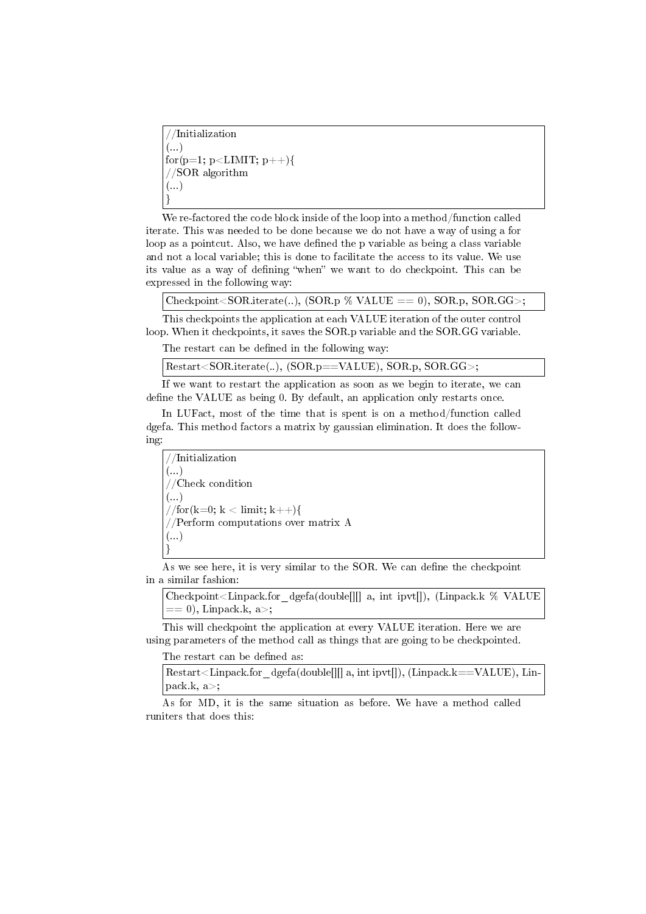```
//Initialization
(...)
for(p=1; p<LIMIT; p++){
//SOR algorithm
(...)
}
```

We re-factored the code block inside of the loop into a method/function called iterate. This was needed to be done because we do not have a way of using a for loop as a pointcut. Also, we have defined the p variable as being a class variable and not a local variable; this is done to facilitate the access to its value. We use its value as a way of defining "when" we want to do checkpoint. This can be expressed in the following way:

```
Checkpoint<SOR.iterate(..), (SOR.p % VALUE == 0), SOR.p, SOR.GG>;
```

This checkpoints the application at each VALUE iteration of the outer control loop. When it checkpoints, it saves the SOR.p variable and the SOR.GG variable.

The restart can be defined in the following way:

```
Restart<SOR.iterate(..), (SOR.p==VALUE), SOR.p, SOR.GG>;
```

If we want to restart the application as soon as we begin to iterate, we can define the VALUE as being 0. By default, an application only restarts once.

In LUFact, most of the time that is spent is on a method/function called dgefa. This method factors a matrix by gaussian elimination. It does the following:

```
//Initialization
(...)
//Check condition
(...)
//for(k=0; k < limit; k++){
//Perform computations over matrix A
(...)
}
```

As we see here, it is very similar to the SOR. We can define the checkpoint in a similar fashion:

```
Checkpoint<Linpack.for_dgefa(double[][] a, int ipvt[]), (Linpack.k % VALUE == 0), Linpack.k, a>;
```

This will checkpoint the application at every VALUE iteration. Here we are using parameters of the method call as things that are going to be checkpointed.

The restart can be defined as:

```
Restart<Linpack.for_dgefa(double[][] a, int ipvt[]), (Linpack.k==VALUE), Linpack.k, a>;
```

As for MD, it is the same situation as before. We have a method called runiters that does this: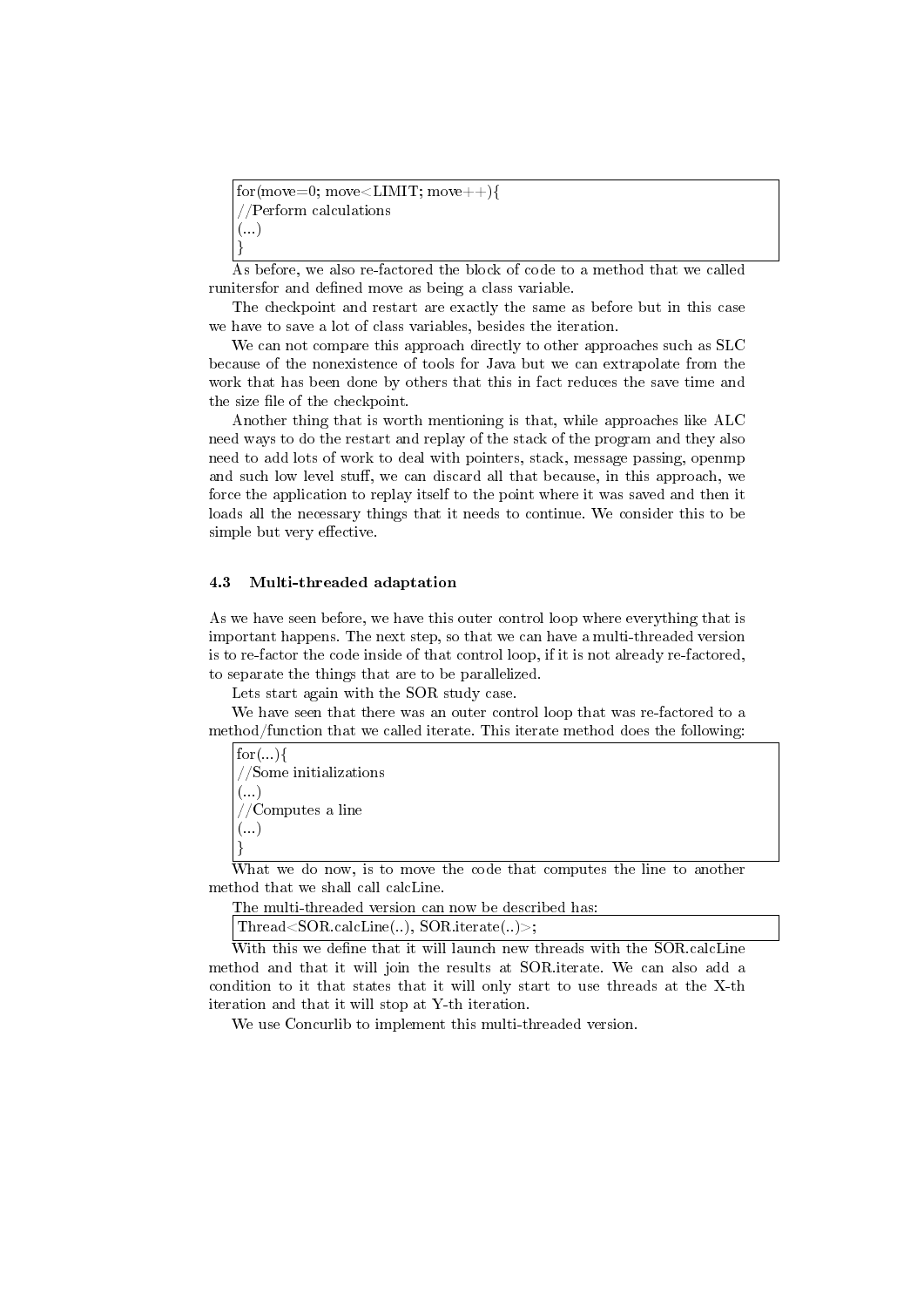```
for(move=0; move<LIMIT; move++){
//Perform calculations
(...)
}
```

As before, we also re-factored the block of code to a method that we called runitersfor and defined move as being a class variable.

The checkpoint and restart are exactly the same as before but in this case we have to save a lot of class variables, besides the iteration.

We can not compare this approach directly to other approaches such as SLC because of the nonexistence of tools for Java but we can extrapolate from the work that has been done by others that this in fact reduces the save time and the size file of the checkpoint.

Another thing that is worth mentioning is that, while approaches like ALC need ways to do the restart and replay of the stack of the program and they also need to add lots of work to deal with pointers, stack, message passing, openmp and such low level stuff, we can discard all that because, in this approach, we force the application to replay itself to the point where it was saved and then it loads all the necessary things that it needs to continue. We consider this to be simple but very effective.

### 4.3 Multi-threaded adaptation

As we have seen before, we have this outer control loop where everything that is important happens. The next step, so that we can have a multi-threaded version is to re-factor the code inside of that control loop, if it is not already re-factored, to separate the things that are to be parallelized.

Lets start again with the SOR study case.

We have seen that there was an outer control loop that was re-factored to a method/function that we called iterate. This iterate method does the following:

```
for(...){
//Some initializations
(...)
//Computes a line
(...)
}
```

What we do now, is to move the code that computes the line to another method that we shall call calcLine.

The multi-threaded version can now be described has:

```
Thread<SOR.calcLine(..), SOR.iterate(..)>;
```

With this we define that it will launch new threads with the SOR.calcLine method and that it will join the results at SOR.iterate. We can also add a condition to it that states that it will only start to use threads at the X-th iteration and that it will stop at Y-th iteration.

We use Concurlib to implement this multi-threaded version.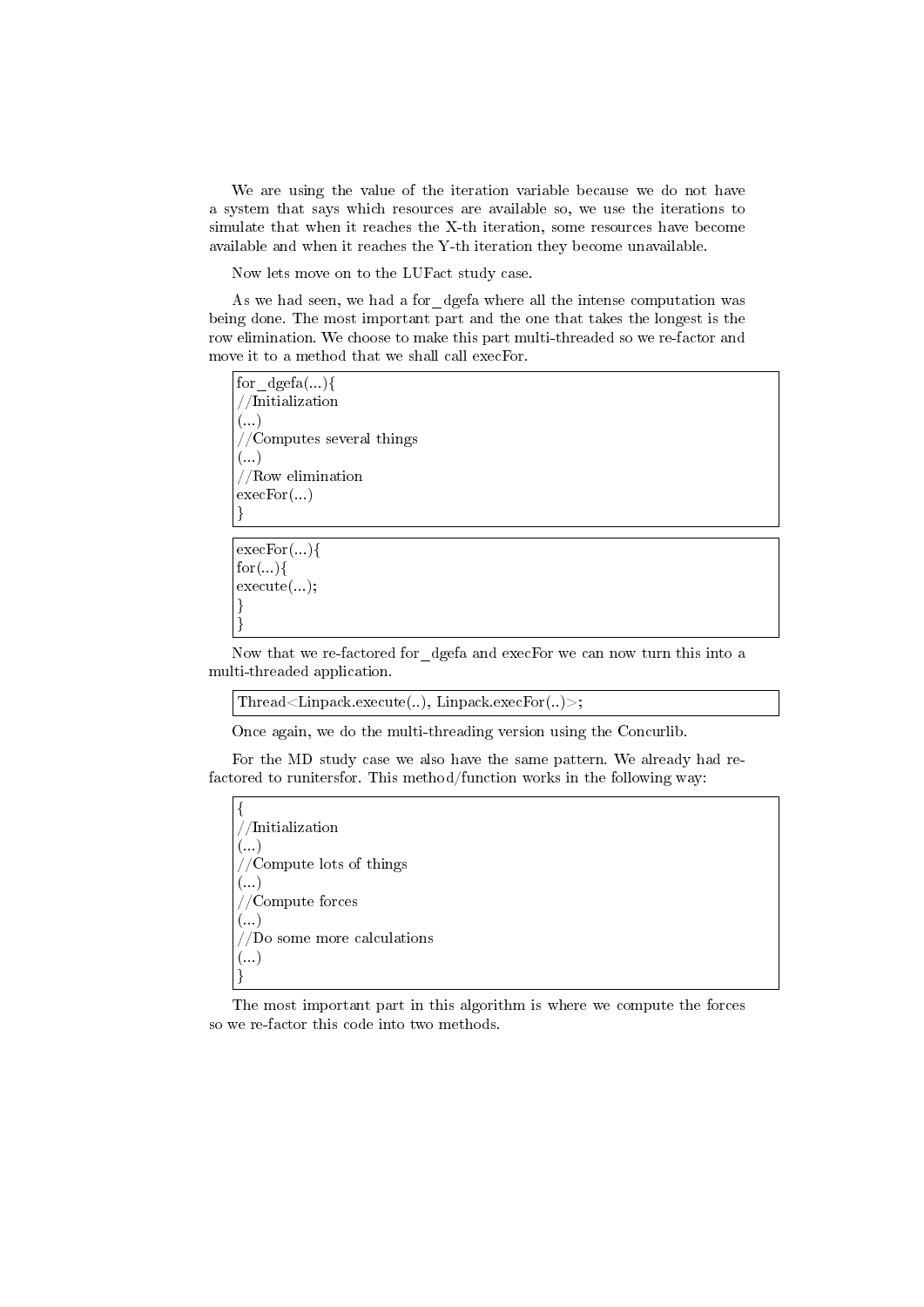We are using the value of the iteration variable because we do not have a system that says which resources are available so, we use the iterations to simulate that when it reaches the X-th iteration, some resources have become available and when it reaches the Y-th iteration they become unavailable.

Now lets move on to the LUFact study case.

As we had seen, we had a for_dgefa where all the intense computation was being done. The most important part and the one that takes the longest is the row elimination. We choose to make this part multi-threaded so we re-factor and move it to a method that we shall call execFor.

```
for_dgefa(...){
//Initialization
(...)
//Computes several things
(...)
//Row elimination
execFor(...)
}
```

```
execFor(...){
for(...){
execute(...);
}
}
```

Now that we re-factored for_dgefa and execFor we can now turn this into a multi-threaded application.

```
Thread<Linpack.execute(..), Linpack.execFor(..)>;
```

Once again, we do the multi-threading version using the Concurlib.

For the MD study case we also have the same pattern. We already had re-factored to runitersfor. This method/function works in the following way:

```
{
//Initialization
(...)
//Compute lots of things
(...)
//Compute forces
(...)
//Do some more calculations
(...)
}
```

The most important part in this algorithm is where we compute the forces so we re-factor this code into two methods.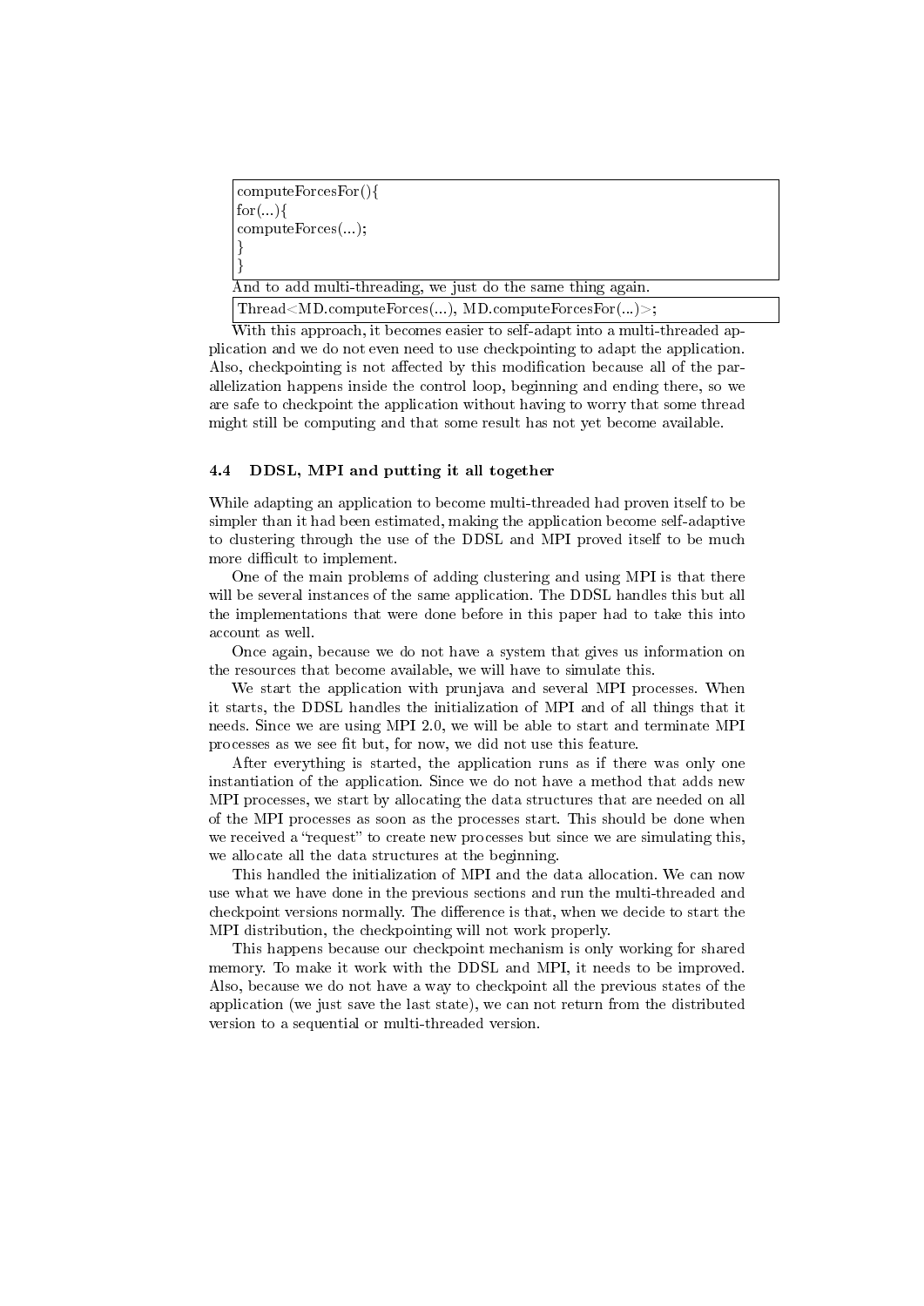```
computeForcesFor(){
for(...){
computeForces(...);
}
}
```

And to add multi-threading, we just do the same thing again.

```
Thread<MD.computeForces(...), MD.computeForcesFor(...)>;
```

With this approach, it becomes easier to self-adapt into a multi-threaded application and we do not even need to use checkpointing to adapt the application. Also, checkpointing is not affected by this modification because all of the parallelization happens inside the control loop, beginning and ending there, so we are safe to checkpoint the application without having to worry that some thread might still be computing and that some result has not yet become available.

### 4.4 DDSL, MPI and putting it all together

While adapting an application to become multi-threaded had proven itself to be simpler than it had been estimated, making the application become self-adaptive to clustering through the use of the DDSL and MPI proved itself to be much more difficult to implement.

One of the main problems of adding clustering and using MPI is that there will be several instances of the same application. The DDSL handles this but all the implementations that were done before in this paper had to take this into account as well.

Once again, because we do not have a system that gives us information on the resources that become available, we will have to simulate this.

We start the application with prunjava and several MPI processes. When it starts, the DDSL handles the initialization of MPI and of all things that it needs. Since we are using MPI 2.0, we will be able to start and terminate MPI processes as we see fit but, for now, we did not use this feature.

After everything is started, the application runs as if there was only one instantiation of the application. Since we do not have a method that adds new MPI processes, we start by allocating the data structures that are needed on all of the MPI processes as soon as the processes start. This should be done when we received a "request" to create new processes but since we are simulating this, we allocate all the data structures at the beginning.

This handled the initialization of MPI and the data allocation. We can now use what we have done in the previous sections and run the multi-threaded and checkpoint versions normally. The difference is that, when we decide to start the MPI distribution, the checkpointing will not work properly.

This happens because our checkpoint mechanism is only working for shared memory. To make it work with the DDSL and MPI, it needs to be improved. Also, because we do not have a way to checkpoint all the previous states of the application (we just save the last state), we can not return from the distributed version to a sequential or multi-threaded version.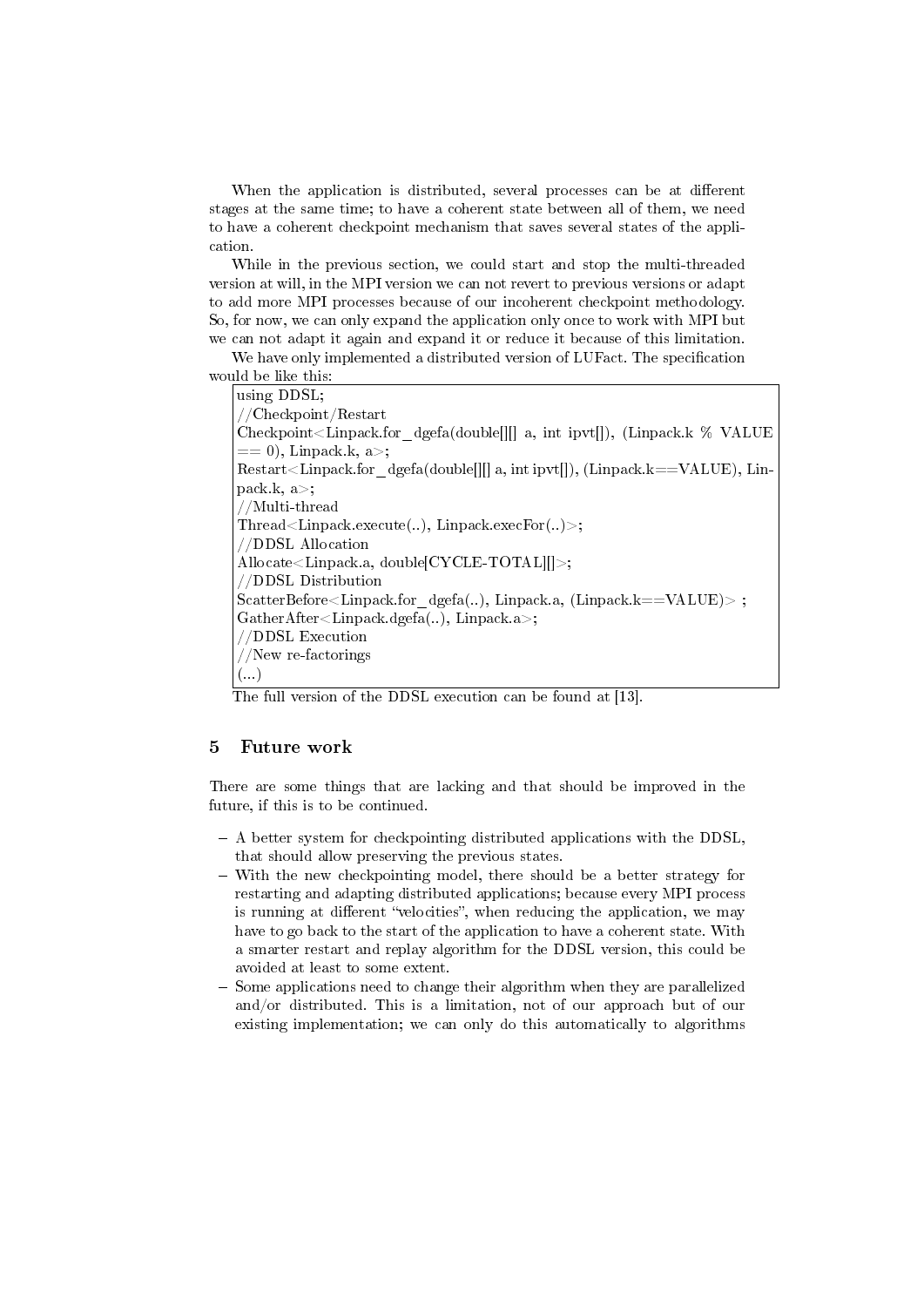When the application is distributed, several processes can be at different stages at the same time; to have a coherent state between all of them, we need to have a coherent checkpoint mechanism that saves several states of the application.

While in the previous section, we could start and stop the multi-threaded version at will, in the MPI version we can not revert to previous versions or adapt to add more MPI processes because of our incoherent checkpoint methodology. So, for now, we can only expand the application only once to work with MPI but we can not adapt it again and expand it or reduce it because of this limitation.

We have only implemented a distributed version of LUFact. The specification would be like this:

```
using DDSL;
//Checkpoint/Restart
Checkpoint<Linpack.for_dgefa(double[][] a, int ipvt[]), (Linpack.k % VALUE
== 0), Linpack.k, a>;
Restart<Linpack.for_dgefa(double[][] a, int ipvt[]), (Linpack.k==VALUE), Linpack.k, a>;
//Multi-thread
Thread<Linpack.execute(..), Linpack.execFor(..)>;
//DDSL Allocation
Allocate<Linpack.a, double[CYCLE-TOTAL][]>;
//DDSL Distribution
ScatterBefore<Linpack.for_dgefa(..), Linpack.a, (Linpack.k==VALUE)> ;
GatherAfter<Linpack.dgefa(..), Linpack.a>;
//DDSL Execution
//New re-factorings
(...)
```

The full version of the DDSL execution can be found at [13].

## 5 Future work

There are some things that are lacking and that should be improved in the future, if this is to be continued.

- A better system for checkpointing distributed applications with the DDSL, that should allow preserving the previous states.
- With the new checkpointing model, there should be a better strategy for restarting and adapting distributed applications; because every MPI process is running at different "velocities", when reducing the application, we may have to go back to the start of the application to have a coherent state. With a smarter restart and replay algorithm for the DDSL version, this could be avoided at least to some extent.
- Some applications need to change their algorithm when they are parallelized and/or distributed. This is a limitation, not of our approach but of our existing implementation; we can only do this automatically to algorithms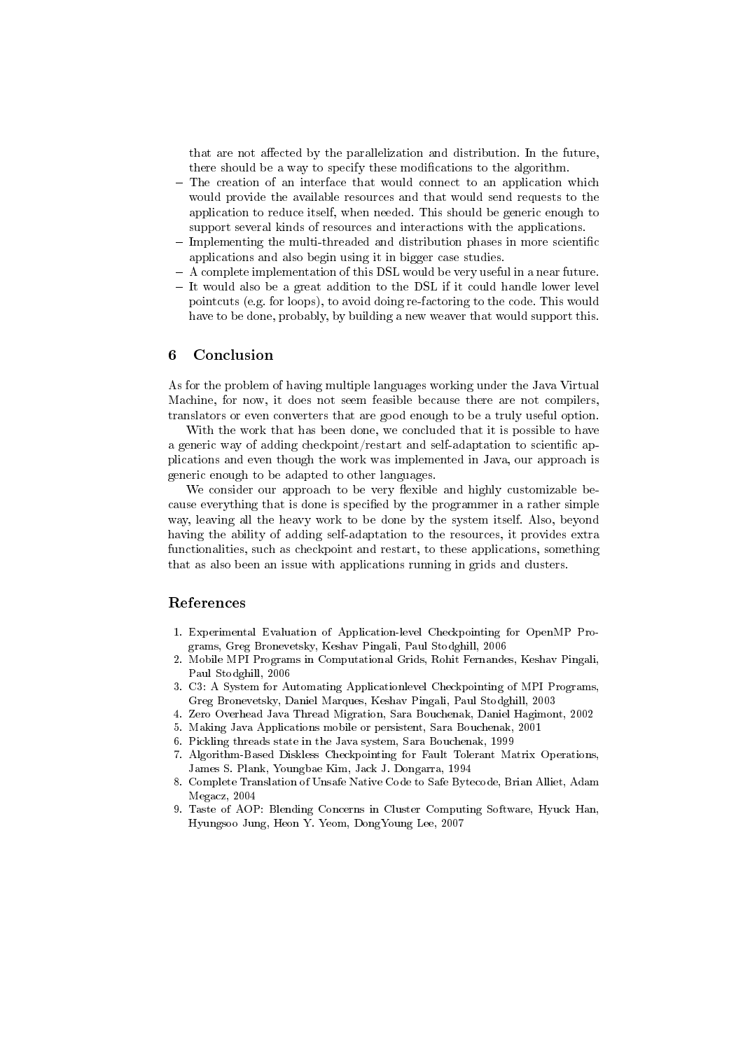that are not affected by the parallelization and distribution. In the future, there should be a way to specify these modifications to the algorithm.

- The creation of an interface that would connect to an application which would provide the available resources and that would send requests to the application to reduce itself, when needed. This should be generic enough to support several kinds of resources and interactions with the applications.
- Implementing the multi-threaded and distribution phases in more scientific applications and also begin using it in bigger case studies.
- A complete implementation of this DSL would be very useful in a near future.
- It would also be a great addition to the DSL if it could handle lower level pointcuts (e.g. for loops), to avoid doing re-factoring to the code. This would have to be done, probably, by building a new weaver that would support this.

## 6 Conclusion

As for the problem of having multiple languages working under the Java Virtual Machine, for now, it does not seem feasible because there are not compilers, translators or even converters that are good enough to be a truly useful option.

With the work that has been done, we concluded that it is possible to have a generic way of adding checkpoint/restart and self-adaptation to scientific applications and even though the work was implemented in Java, our approach is generic enough to be adapted to other languages.

We consider our approach to be very flexible and highly customizable because everything that is done is specified by the programmer in a rather simple way, leaving all the heavy work to be done by the system itself. Also, beyond having the ability of adding self-adaptation to the resources, it provides extra functionalities, such as checkpoint and restart, to these applications, something that as also been an issue with applications running in grids and clusters.

## References

1. Experimental Evaluation of Application-level Checkpointing for OpenMP Programs, Greg Bronevetsky, Keshav Pingali, Paul Stodghill, 2006
2. Mobile MPI Programs in Computational Grids, Rohit Fernandes, Keshav Pingali, Paul Stodghill, 2006
3. C3: A System for Automating Applicationlevel Checkpointing of MPI Programs, Greg Bronevetsky, Daniel Marques, Keshav Pingali, Paul Stodghill, 2003
4. Zero Overhead Java Thread Migration, Sara Bouchenak, Daniel Hagimont, 2002
5. Making Java Applications mobile or persistent, Sara Bouchenak, 2001
6. Pickling threads state in the Java system, Sara Bouchenak, 1999
7. Algorithm-Based Diskless Checkpointing for Fault Tolerant Matrix Operations, James S. Plank, Youngbae Kim, Jack J. Dongarra, 1994
8. Complete Translation of Unsafe Native Code to Safe Bytecode, Brian Alliet, Adam Megacz, 2004
9. Taste of AOP: Blending Concerns in Cluster Computing Software, Hyuck Han, Hyungsoo Jung, Heon Y. Yeom, DongYoung Lee, 2007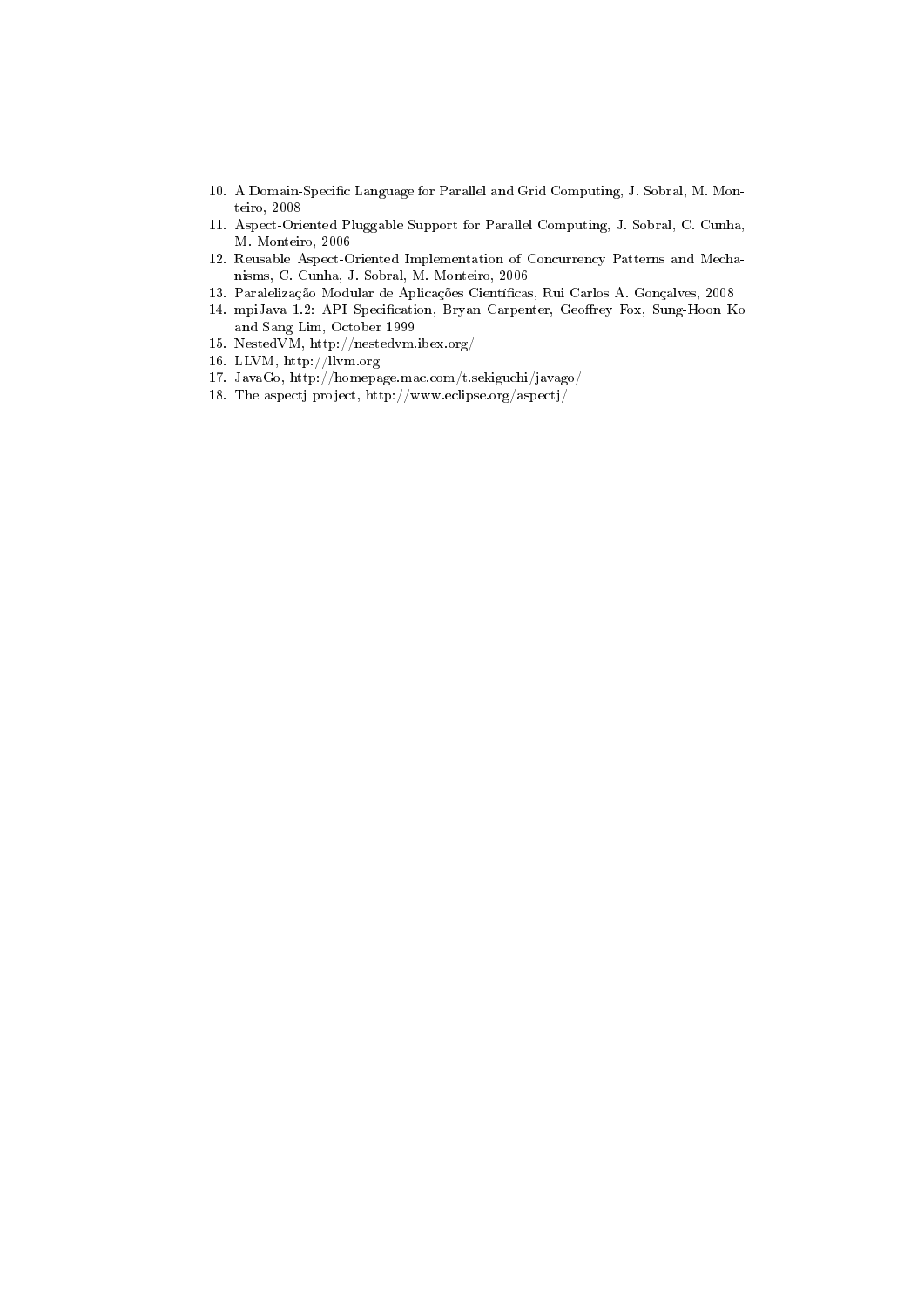10. A Domain-Specific Language for Parallel and Grid Computing, J. Sobral, M. Monteiro, 2008
11. Aspect-Oriented Pluggable Support for Parallel Computing, J. Sobral, C. Cunha, M. Monteiro, 2006
12. Reusable Aspect-Oriented Implementation of Concurrency Patterns and Mechanisms, C. Cunha, J. Sobral, M. Monteiro, 2006
13. Paralelização Modular de Aplicações Científicas, Rui Carlos A. Gonçalves, 2008
14. mpiJava 1.2: API Specification, Bryan Carpenter, Geoffrey Fox, Sung-Hoon Ko and Sang Lim, October 1999
15. NestedVM, http://nestedvm.ibex.org/
16. LLVM, http://llvm.org
17. JavaGo, http://homepage.mac.com/t.sekiguchi/javago/
18. The aspectj project, http://www.eclipse.org/aspectj/